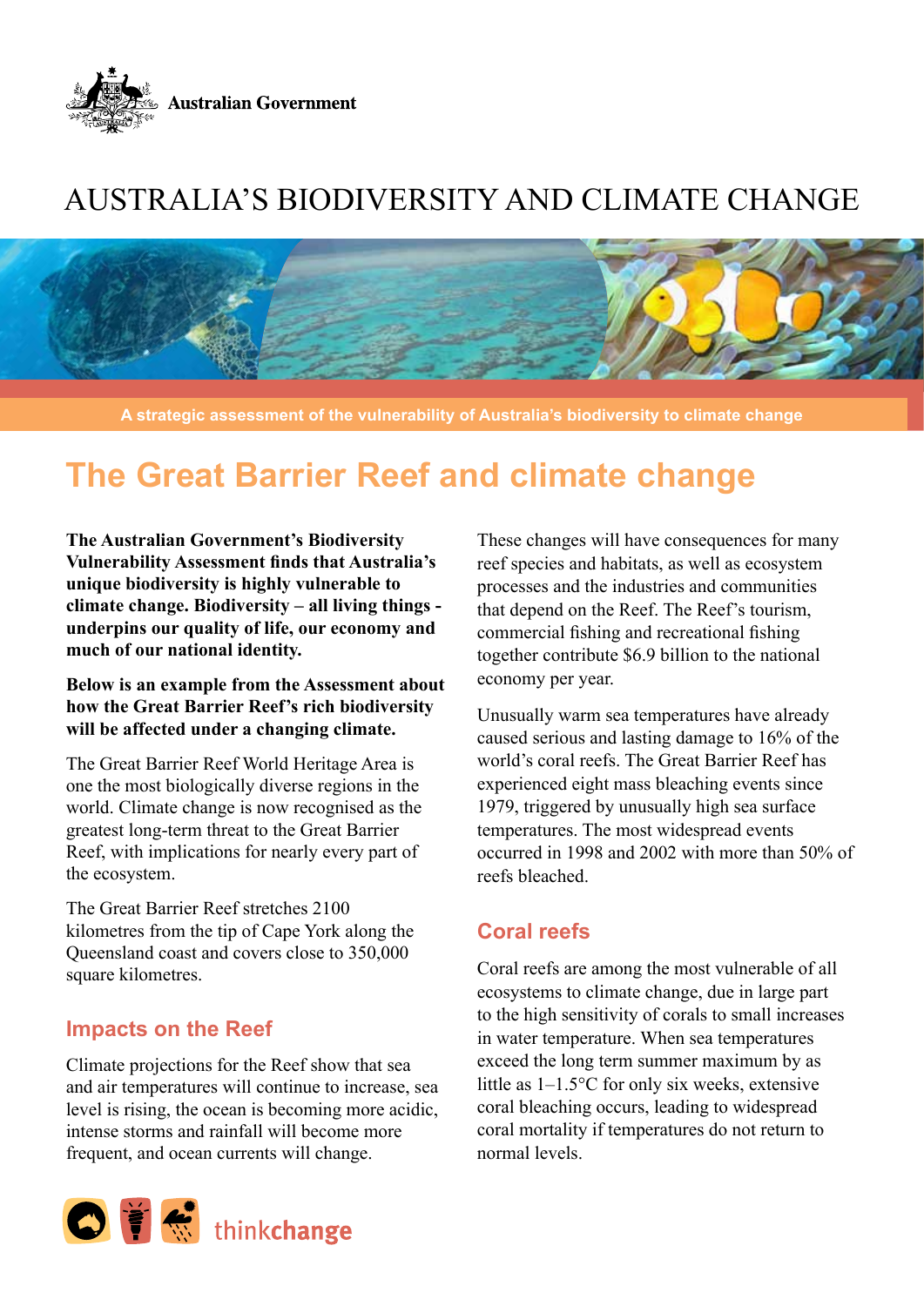Australian Government

# AUSTRALIA'S BIODIVERSITY AND CLIMATE CHANGE

A strategic assessment of the vulnerability of Australia's biodiversity to climate change

## The Great Barrier Reef and climate change

**The Australian Government's Biodiversity Vulnerability Assessment finds that Australia's unique biodiversity is highly vulnerable to climate change. Biodiversity – all living things - underpins our quality of life, our economy and much of our national identity.**

**Below is an example from the Assessment about how the Great Barrier Reef's rich biodiversity will be affected under a changing climate.**

The Great Barrier Reef World Heritage Area is one the most biologically diverse regions in the world. Climate change is now recognised as the greatest long-term threat to the Great Barrier Reef, with implications for nearly every part of the ecosystem.

The Great Barrier Reef stretches 2100 kilometres from the tip of Cape York along the Queensland coast and covers close to 350,000 square kilometres.

### Impacts on the Reef

Climate projections for the Reef show that sea and air temperatures will continue to increase, sea level is rising, the ocean is becoming more acidic, intense storms and rainfall will become more frequent, and ocean currents will change.

These changes will have consequences for many reef species and habitats, as well as ecosystem processes and the industries and communities that depend on the Reef. The Reef's tourism, commercial fishing and recreational fishing together contribute $6.9 billion to the national economy per year.

Unusually warm sea temperatures have already caused serious and lasting damage to 16% of the world's coral reefs. The Great Barrier Reef has experienced eight mass bleaching events since 1979, triggered by unusually high sea surface temperatures. The most widespread events occurred in 1998 and 2002 with more than 50% of reefs bleached.

### Coral reefs

Coral reefs are among the most vulnerable of all ecosystems to climate change, due in large part to the high sensitivity of corals to small increases in water temperature. When sea temperatures exceed the long term summer maximum by as little as 1–1.5°C for only six weeks, extensive coral bleaching occurs, leading to widespread coral mortality if temperatures do not return to normal levels.

thinkchange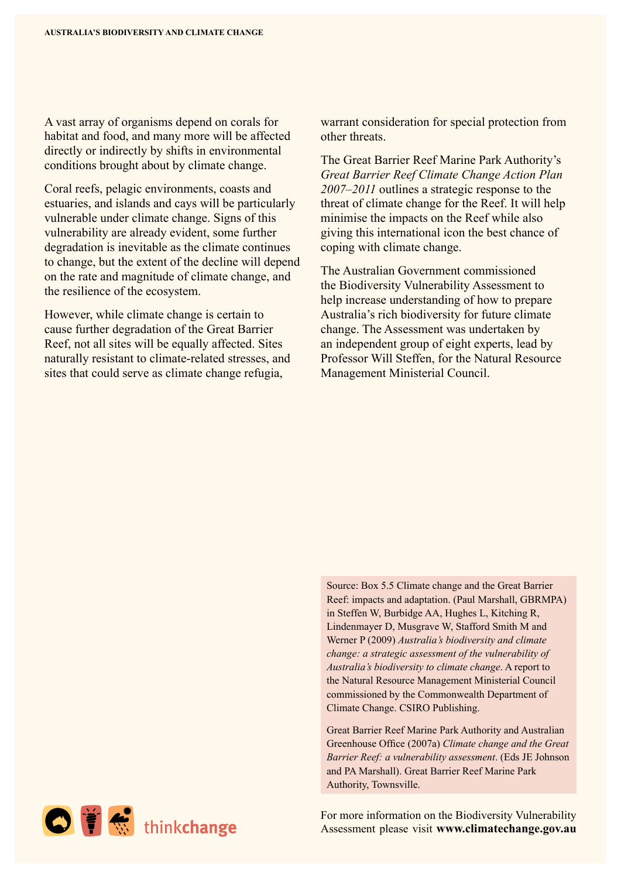A vast array of organisms depend on corals for habitat and food, and many more will be affected directly or indirectly by shifts in environmental conditions brought about by climate change.

Coral reefs, pelagic environments, coasts and estuaries, and islands and cays will be particularly vulnerable under climate change. Signs of this vulnerability are already evident, some further degradation is inevitable as the climate continues to change, but the extent of the decline will depend on the rate and magnitude of climate change, and the resilience of the ecosystem.

However, while climate change is certain to cause further degradation of the Great Barrier Reef, not all sites will be equally affected. Sites naturally resistant to climate-related stresses, and sites that could serve as climate change refugia, warrant consideration for special protection from other threats.

The Great Barrier Reef Marine Park Authority's *Great Barrier Reef Climate Change Action Plan 2007–2011* outlines a strategic response to the threat of climate change for the Reef. It will help minimise the impacts on the Reef while also giving this international icon the best chance of coping with climate change.

The Australian Government commissioned the Biodiversity Vulnerability Assessment to help increase understanding of how to prepare Australia's rich biodiversity for future climate change. The Assessment was undertaken by an independent group of eight experts, lead by Professor Will Steffen, for the Natural Resource Management Ministerial Council.

Source: Box 5.5 Climate change and the Great Barrier Reef: impacts and adaptation. (Paul Marshall, GBRMPA) in Steffen W, Burbidge AA, Hughes L, Kitching R, Lindenmayer D, Musgrave W, Stafford Smith M and Werner P (2009) *Australia's biodiversity and climate change: a strategic assessment of the vulnerability of Australia's biodiversity to climate change*. A report to the Natural Resource Management Ministerial Council commissioned by the Commonwealth Department of Climate Change. CSIRO Publishing.

Great Barrier Reef Marine Park Authority and Australian Greenhouse Office (2007a) *Climate change and the Great Barrier Reef: a vulnerability assessment*. (Eds JE Johnson and PA Marshall). Great Barrier Reef Marine Park Authority, Townsville.

thinkchange

For more information on the Biodiversity Vulnerability Assessment please visit **www.climatechange.gov.au**